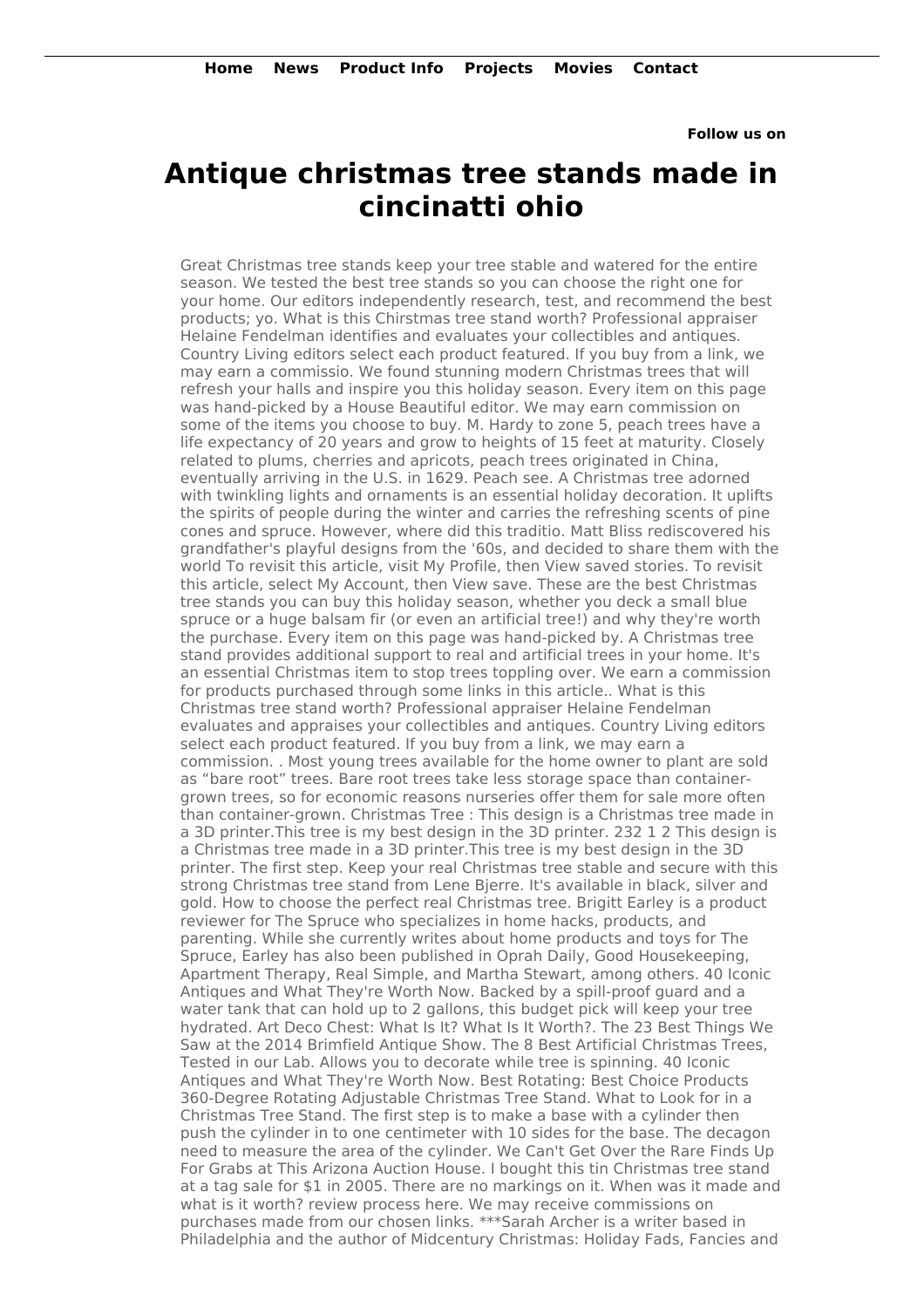**Home** **News** **Product Info** **Projects** **Movies** **Contact**

**Follow us on**

# Antique christmas tree stands made in cincinatti ohio

Great Christmas tree stands keep your tree stable and watered for the entire season. We tested the best tree stands so you can choose the right one for your home. Our editors independently research, test, and recommend the best products; yo. What is this Chirstmas tree stand worth? Professional appraiser Helaine Fendelman identifies and evaluates your collectibles and antiques. Country Living editors select each product featured. If you buy from a link, we may earn a commissio. We found stunning modern Christmas trees that will refresh your halls and inspire you this holiday season. Every item on this page was hand-picked by a House Beautiful editor. We may earn commission on some of the items you choose to buy. M. Hardy to zone 5, peach trees have a life expectancy of 20 years and grow to heights of 15 feet at maturity. Closely related to plums, cherries and apricots, peach trees originated in China, eventually arriving in the U.S. in 1629. Peach see. A Christmas tree adorned with twinkling lights and ornaments is an essential holiday decoration. It uplifts the spirits of people during the winter and carries the refreshing scents of pine cones and spruce. However, where did this traditio. Matt Bliss rediscovered his grandfather's playful designs from the '60s, and decided to share them with the world To revisit this article, visit My Profile, then View saved stories. To revisit this article, select My Account, then View save. These are the best Christmas tree stands you can buy this holiday season, whether you deck a small blue spruce or a huge balsam fir (or even an artificial tree!) and why they're worth the purchase. Every item on this page was hand-picked by. A Christmas tree stand provides additional support to real and artificial trees in your home. It's an essential Christmas item to stop trees toppling over. We earn a commission for products purchased through some links in this article.. What is this Christmas tree stand worth? Professional appraiser Helaine Fendelman evaluates and appraises your collectibles and antiques. Country Living editors select each product featured. If you buy from a link, we may earn a commission. . Most young trees available for the home owner to plant are sold as "bare root" trees. Bare root trees take less storage space than container-grown trees, so for economic reasons nurseries offer them for sale more often than container-grown. Christmas Tree : This design is a Christmas tree made in a 3D printer.This tree is my best design in the 3D printer. 232 1 2 This design is a Christmas tree made in a 3D printer.This tree is my best design in the 3D printer. The first step. Keep your real Christmas tree stable and secure with this strong Christmas tree stand from Lene Bjerre. It's available in black, silver and gold. How to choose the perfect real Christmas tree. Brigitt Earley is a product reviewer for The Spruce who specializes in home hacks, products, and parenting. While she currently writes about home products and toys for The Spruce, Earley has also been published in Oprah Daily, Good Housekeeping, Apartment Therapy, Real Simple, and Martha Stewart, among others. 40 Iconic Antiques and What They're Worth Now. Backed by a spill-proof guard and a water tank that can hold up to 2 gallons, this budget pick will keep your tree hydrated. Art Deco Chest: What Is It? What Is It Worth?. The 23 Best Things We Saw at the 2014 Brimfield Antique Show. The 8 Best Artificial Christmas Trees, Tested in our Lab. Allows you to decorate while tree is spinning. 40 Iconic Antiques and What They're Worth Now. Best Rotating: Best Choice Products 360-Degree Rotating Adjustable Christmas Tree Stand. What to Look for in a Christmas Tree Stand. The first step is to make a base with a cylinder then push the cylinder in to one centimeter with 10 sides for the base. The decagon need to measure the area of the cylinder. We Can't Get Over the Rare Finds Up For Grabs at This Arizona Auction House. I bought this tin Christmas tree stand at a tag sale for $1 in 2005. There are no markings on it. When was it made and what is it worth? review process here. We may receive commissions on purchases made from our chosen links. ***Sarah Archer is a writer based in Philadelphia and the author of Midcentury Christmas: Holiday Fads, Fancies and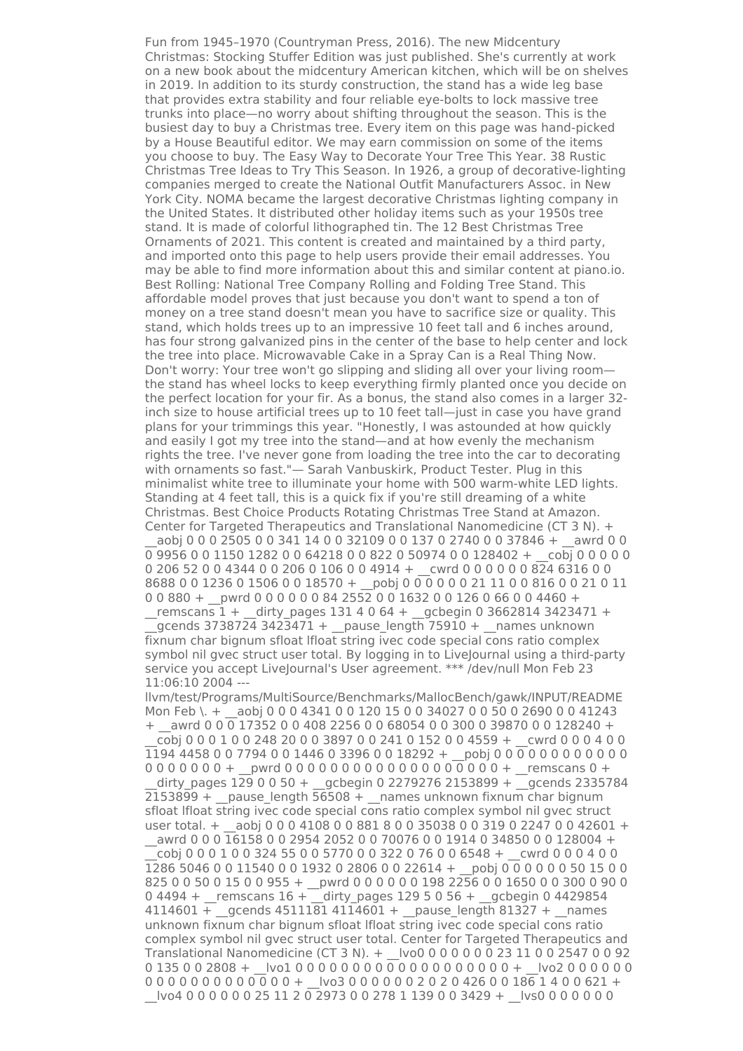Fun from 1945–1970 (Countryman Press, 2016). The new Midcentury Christmas: Stocking Stuffer Edition was just published. She's currently at work on a new book about the midcentury American kitchen, which will be on shelves in 2019. In addition to its sturdy construction, the stand has a wide leg base that provides extra stability and four reliable eye-bolts to lock massive tree trunks into place—no worry about shifting throughout the season. This is the busiest day to buy a Christmas tree. Every item on this page was hand-picked by a House Beautiful editor. We may earn commission on some of the items you choose to buy. The Easy Way to Decorate Your Tree This Year. 38 Rustic Christmas Tree Ideas to Try This Season. In 1926, a group of decorative-lighting companies merged to create the National Outfit Manufacturers Assoc. in New York City. NOMA became the largest decorative Christmas lighting company in the United States. It distributed other holiday items such as your 1950s tree stand. It is made of colorful lithographed tin. The 12 Best Christmas Tree Ornaments of 2021. This content is created and maintained by a third party, and imported onto this page to help users provide their email addresses. You may be able to find more information about this and similar content at piano.io. Best Rolling: National Tree Company Rolling and Folding Tree Stand. This affordable model proves that just because you don't want to spend a ton of money on a tree stand doesn't mean you have to sacrifice size or quality. This stand, which holds trees up to an impressive 10 feet tall and 6 inches around, has four strong galvanized pins in the center of the base to help center and lock the tree into place. Microwavable Cake in a Spray Can is a Real Thing Now. Don't worry: Your tree won't go slipping and sliding all over your living room—the stand has wheel locks to keep everything firmly planted once you decide on the perfect location for your fir. As a bonus, the stand also comes in a larger 32-inch size to house artificial trees up to 10 feet tall—just in case you have grand plans for your trimmings this year. "Honestly, I was astounded at how quickly and easily I got my tree into the stand—and at how evenly the mechanism rights the tree. I've never gone from loading the tree into the car to decorating with ornaments so fast."— Sarah Vanbuskirk, Product Tester. Plug in this minimalist white tree to illuminate your home with 500 warm-white LED lights. Standing at 4 feet tall, this is a quick fix if you're still dreaming of a white Christmas. Best Choice Products Rotating Christmas Tree Stand at Amazon. Center for Targeted Therapeutics and Translational Nanomedicine (CT 3 N). + __aobj 0 0 0 2505 0 0 341 14 0 0 32109 0 0 137 0 2740 0 0 37846 + __awrd 0 0 0 9956 0 0 1150 1282 0 0 64218 0 0 822 0 50974 0 0 128402 + __cobj 0 0 0 0 0 206 52 0 0 4344 0 0 206 0 106 0 0 4914 + __cwrd 0 0 0 0 0 0 824 6316 0 0 8688 0 0 1236 0 1506 0 0 18570 + __pobj 0 0 0 0 0 0 21 11 0 0 816 0 0 21 0 11 0 0 880 + __pwrd 0 0 0 0 0 0 84 2552 0 0 1632 0 0 126 0 66 0 0 4460 + __remscans 1 + __dirty_pages 131 4 0 64 + __gcbegin 0 3662814 3423471 + __gcends 3738724 3423471 + __pause_length 75910 + __names unknown fixnum char bignum sfloat lfloat string ivec code special cons ratio complex symbol nil gvec struct user total. By logging in to LiveJournal using a third-party service you accept LiveJournal's User agreement. *** /dev/null Mon Feb 23 11:06:10 2004 --- llvm/test/Programs/MultiSource/Benchmarks/MallocBench/gawk/INPUT/README Mon Feb \. + __aobj 0 0 0 4341 0 0 120 15 0 0 34027 0 0 50 0 2690 0 0 41243 + __awrd 0 0 0 17352 0 0 408 2256 0 0 68054 0 0 300 0 39870 0 0 128240 + __cobj 0 0 0 1 0 0 248 20 0 0 3897 0 0 241 0 152 0 0 4559 + __cwrd 0 0 0 4 0 0 1194 4458 0 0 7794 0 0 1446 0 3396 0 0 18292 + __pobj 0 0 0 0 0 0 0 0 0 0 0 0 0 0 0 0 0 0 0 0 + __pwrd 0 0 0 0 0 0 0 0 0 0 0 0 0 0 0 0 0 0 0 0 + __remscans 0 + __dirty_pages 129 0 0 50 + __gcbegin 0 2279276 2153899 + __gcends 2335784 2153899 + __pause_length 56508 + __names unknown fixnum char bignum sfloat lfloat string ivec code special cons ratio complex symbol nil gvec struct user total. + __aobj 0 0 0 4108 0 0 881 8 0 0 35038 0 0 319 0 2247 0 0 42601 + __awrd 0 0 0 16158 0 0 2954 2052 0 0 70076 0 0 1914 0 34850 0 0 128004 + __cobj 0 0 0 1 0 0 324 55 0 0 5770 0 0 322 0 76 0 0 6548 + __cwrd 0 0 0 4 0 0 1286 5046 0 0 11540 0 0 1932 0 2806 0 0 22614 + __pobj 0 0 0 0 0 0 50 15 0 0 825 0 0 50 0 15 0 0 955 + __pwrd 0 0 0 0 0 0 198 2256 0 0 1650 0 0 300 0 90 0 0 4494 + __remscans 16 + __dirty_pages 129 5 0 56 + __gcbegin 0 4429854 4114601 + __gcends 4511181 4114601 + __pause_length 81327 + __names unknown fixnum char bignum sfloat lfloat string ivec code special cons ratio complex symbol nil gvec struct user total. Center for Targeted Therapeutics and Translational Nanomedicine (CT 3 N). + __lvo0 0 0 0 0 0 0 23 11 0 0 2547 0 0 92 0 135 0 0 2808 + __lvo1 0 0 0 0 0 0 0 0 0 0 0 0 0 0 0 0 0 0 0 + __lvo2 0 0 0 0 0 0 0 0 0 0 0 0 0 0 0 0 0 0 0 + __lvo3 0 0 0 0 0 0 2 0 2 0 426 0 0 186 1 4 0 0 621 + __lvo4 0 0 0 0 0 0 25 11 2 0 2973 0 0 278 1 139 0 0 3429 + __lvs0 0 0 0 0 0 0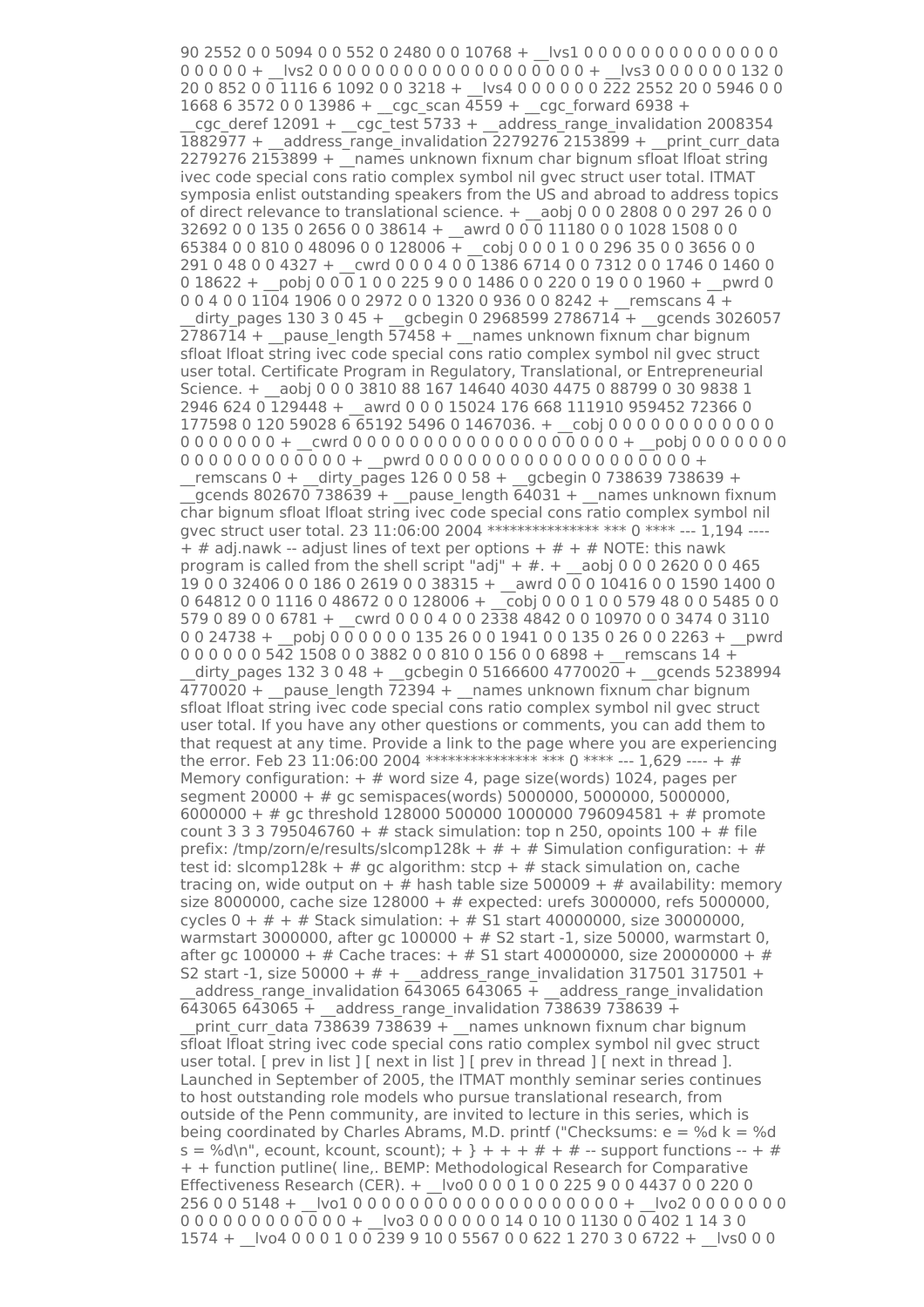90 2552 0 0 5094 0 0 552 0 2480 0 0 10768 + __lvs1 0 0 0 0 0 0 0 0 0 0 0 0 0 0 0 0 0 0 0 + __lvs2 0 0 0 0 0 0 0 0 0 0 0 0 0 0 0 0 0 0 0 0 0 + __lvs3 0 0 0 0 0 0 132 0 20 0 852 0 0 1116 6 1092 0 0 3218 + __lvs4 0 0 0 0 0 0 222 2552 20 0 5946 0 0 1668 6 3572 0 0 13986 + __cgc_scan 4559 + __cgc_forward 6938 + __cgc_deref 12091 + __cgc_test 5733 + __address_range_invalidation 2008354 1882977 + __address_range_invalidation 2279276 2153899 + __print_curr_data 2279276 2153899 + __names unknown fixnum char bignum sfloat lfloat string ivec code special cons ratio complex symbol nil gvec struct user total. ITMAT symposia enlist outstanding speakers from the US and abroad to address topics of direct relevance to translational science. + __aobj 0 0 0 2808 0 0 297 26 0 0 32692 0 0 135 0 2656 0 0 38614 + __awrd 0 0 0 11180 0 0 1028 1508 0 0 65384 0 0 810 0 48096 0 0 128006 + __cobj 0 0 0 1 0 0 296 35 0 0 3656 0 0 291 0 48 0 0 4327 + __cwrd 0 0 0 4 0 0 1386 6714 0 0 7312 0 0 1746 0 1460 0 0 18622 + __pobj 0 0 0 1 0 0 225 9 0 0 1486 0 0 220 0 19 0 0 1960 + __pwrd 0 0 0 4 0 0 1104 1906 0 0 2972 0 0 1320 0 936 0 0 8242 + __remscans 4 + __dirty_pages 130 3 0 45 + __gcbegin 0 2968599 2786714 + __gcends 3026057 2786714 + __pause_length 57458 + __names unknown fixnum char bignum sfloat lfloat string ivec code special cons ratio complex symbol nil gvec struct user total. Certificate Program in Regulatory, Translational, or Entrepreneurial Science. + __aobj 0 0 0 3810 88 167 14640 4030 4475 0 88799 0 30 9838 1 2946 624 0 129448 + __awrd 0 0 0 15024 176 668 111910 959452 72366 0 177598 0 120 59028 6 65192 5496 0 1467036. + __cobj 0 0 0 0 0 0 0 0 0 0 0 0 0 0 0 0 0 0 0 + __cwrd 0 0 0 0 0 0 0 0 0 0 0 0 0 0 0 0 0 0 0 + __pobj 0 0 0 0 0 0 0 0 0 0 0 0 0 0 0 0 0 0 0 + __pwrd 0 0 0 0 0 0 0 0 0 0 0 0 0 0 0 0 0 0 0 + __remscans 0 + __dirty_pages 126 0 0 58 + __gcbegin 0 738639 738639 + __gcends 802670 738639 + __pause_length 64031 + __names unknown fixnum char bignum sfloat lfloat string ivec code special cons ratio complex symbol nil gvec struct user total. 23 11:06:00 2004 *************** *** 0 **** --- 1,194 ---- + # adj.nawk -- adjust lines of text per options + # + # NOTE: this nawk program is called from the shell script "adj" + #. + __aobj 0 0 0 2620 0 0 465 19 0 0 32406 0 0 186 0 2619 0 0 38315 + __awrd 0 0 0 10416 0 0 1590 1400 0 0 64812 0 0 1116 0 48672 0 0 128006 + __cobj 0 0 0 1 0 0 579 48 0 0 5485 0 0 579 0 89 0 0 6781 + __cwrd 0 0 0 4 0 0 2338 4842 0 0 10970 0 0 3474 0 3110 0 0 24738 + __pobj 0 0 0 0 0 0 135 26 0 0 1941 0 0 135 0 26 0 0 2263 + __pwrd 0 0 0 0 0 0 542 1508 0 0 3882 0 0 810 0 156 0 0 6898 + __remscans 14 + __dirty_pages 132 3 0 48 + __gcbegin 0 5166600 4770020 + __gcends 5238994 4770020 + __pause_length 72394 + __names unknown fixnum char bignum sfloat lfloat string ivec code special cons ratio complex symbol nil gvec struct user total. If you have any other questions or comments, you can add them to that request at any time. Provide a link to the page where you are experiencing the error. Feb 23 11:06:00 2004 *************** *** 0 **** --- 1,629 ---- + # Memory configuration: + # word size 4, page size(words) 1024, pages per segment 20000 + # gc semispaces(words) 5000000, 5000000, 5000000, 6000000 + # gc threshold 128000 500000 1000000 796094581 + # promote count 3 3 3 795046760 + # stack simulation: top n 250, opoints 100 + # file prefix: /tmp/zorn/e/results/slcomp128k + # + # Simulation configuration: + # test id: slcomp128k + # gc algorithm: stcp + # stack simulation on, cache tracing on, wide output on + # hash table size 500009 + # availability: memory size 8000000, cache size 128000 + # expected: urefs 3000000, refs 5000000, cycles 0 + # + # Stack simulation: + # S1 start 40000000, size 30000000, warmstart 3000000, after gc 100000 + # S2 start -1, size 50000, warmstart 0, after gc 100000 + # Cache traces: + # S1 start 40000000, size 20000000 + # S2 start -1, size 50000 + # + __address_range_invalidation 317501 317501 + __address_range_invalidation 643065 643065 + __address_range_invalidation 643065 643065 + __address_range_invalidation 738639 738639 + __print_curr_data 738639 738639 + __names unknown fixnum char bignum sfloat lfloat string ivec code special cons ratio complex symbol nil gvec struct user total. [ prev in list ] [ next in list ] [ prev in thread ] [ next in thread ]. Launched in September of 2005, the ITMAT monthly seminar series continues to host outstanding role models who pursue translational research, from outside of the Penn community, are invited to lecture in this series, which is being coordinated by Charles Abrams, M.D. printf ("Checksums: e = %d k = %d s = %d\n", ecount, kcount, scount); + } + + + # + # -- support functions -- + # + + function putline( line,. BEMP: Methodological Research for Comparative Effectiveness Research (CER). + __lvo0 0 0 0 1 0 0 225 9 0 0 4437 0 0 220 0 256 0 0 5148 + __lvo1 0 0 0 0 0 0 0 0 0 0 0 0 0 0 0 0 0 0 0 + __lvo2 0 0 0 0 0 0 0 0 0 0 0 0 0 0 0 0 0 0 0 + __lvo3 0 0 0 0 0 0 14 0 10 0 1130 0 0 402 1 14 3 0 1574 + __lvo4 0 0 0 1 0 0 239 9 10 0 5567 0 0 622 1 270 3 0 6722 + __lvs0 0 0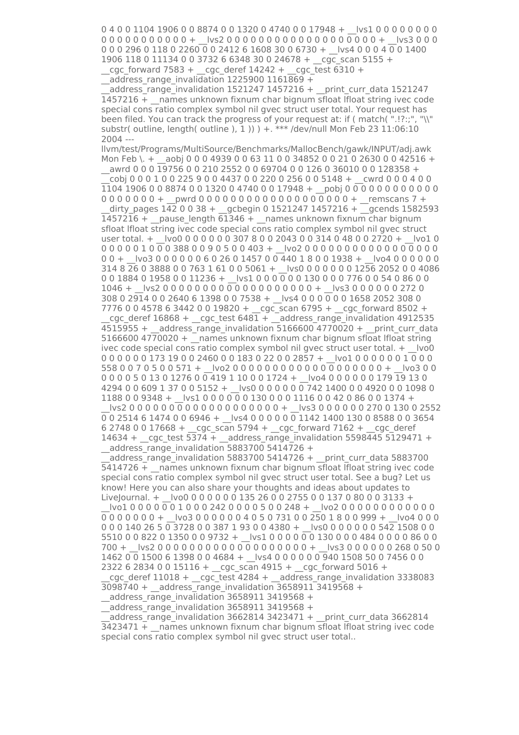0 4 0 0 1104 1906 0 0 8874 0 0 1320 0 4740 0 0 17948 + __lvs1 0 0 0 0 0 0 0 0 0 0 0 0 0 0 0 0 0 0 0 0 + __lvs2 0 0 0 0 0 0 0 0 0 0 0 0 0 0 0 0 0 0 0 0 + __lvs3 0 0 0 0 0 0 296 0 118 0 2260 0 0 2412 6 1608 30 0 6730 + __lvs4 0 0 0 4 0 0 1400 1906 118 0 11134 0 0 3732 6 6348 30 0 24678 + __cgc_scan 5155 + __cgc_forward 7583 + __cgc_deref 14242 + __cgc_test 6310 + __address_range_invalidation 1225900 1161869 + __address_range_invalidation 1521247 1457216 + __print_curr_data 1521247 1457216 + __names unknown fixnum char bignum sfloat lfloat string ivec code special cons ratio complex symbol nil gvec struct user total. Your request has been filed. You can track the progress of your request at: if ( match( ".!?:;", "\\" substr( outline, length( outline ), 1 )) ) +. *** /dev/null Mon Feb 23 11:06:10 2004 --- llvm/test/Programs/MultiSource/Benchmarks/MallocBench/gawk/INPUT/adj.awk Mon Feb \. + __aobj 0 0 0 4939 0 0 63 11 0 0 34852 0 0 21 0 2630 0 0 42516 + __awrd 0 0 0 19756 0 0 210 2552 0 0 69704 0 0 126 0 36010 0 0 128358 + __cobj 0 0 0 1 0 0 225 9 0 0 4437 0 0 220 0 256 0 0 5148 + __cwrd 0 0 0 4 0 0 1104 1906 0 0 8874 0 0 1320 0 4740 0 0 17948 + __pobj 0 0 0 0 0 0 0 0 0 0 0 0 0 0 0 0 0 0 0 0 + __pwrd 0 0 0 0 0 0 0 0 0 0 0 0 0 0 0 0 0 0 0 0 + __remscans 7 + __dirty_pages 142 0 0 38 + __gcbegin 0 1521247 1457216 + __gcends 1582593 1457216 + __pause_length 61346 + __names unknown fixnum char bignum sfloat lfloat string ivec code special cons ratio complex symbol nil gvec struct user total. + __lvo0 0 0 0 0 0 0 307 8 0 0 2043 0 0 314 0 48 0 0 2720 + __lvo1 0 0 0 0 0 0 1 0 0 0 388 0 0 9 0 5 0 0 403 + __lvo2 0 0 0 0 0 0 0 0 0 0 0 0 0 0 0 0 0 0 0 0 + __lvo3 0 0 0 0 0 0 6 0 26 0 1457 0 0 440 1 8 0 0 1938 + __lvo4 0 0 0 0 0 0 314 8 26 0 3888 0 0 763 1 61 0 0 5061 + __lvs0 0 0 0 0 0 0 1256 2052 0 0 4086 0 0 1884 0 1958 0 0 11236 + __lvs1 0 0 0 0 0 0 130 0 0 0 776 0 0 54 0 86 0 0 1046 + __lvs2 0 0 0 0 0 0 0 0 0 0 0 0 0 0 0 0 0 0 0 0 + __lvs3 0 0 0 0 0 0 272 0 308 0 2914 0 0 2640 6 1398 0 0 7538 + __lvs4 0 0 0 0 0 0 1658 2052 308 0 7776 0 0 4578 6 3442 0 0 19820 + __cgc_scan 6795 + __cgc_forward 8502 + __cgc_deref 16868 + __cgc_test 6481 + __address_range_invalidation 4912535 4515955 + __address_range_invalidation 5166600 4770020 + __print_curr_data 5166600 4770020 + __names unknown fixnum char bignum sfloat lfloat string ivec code special cons ratio complex symbol nil gvec struct user total. + __lvo0 0 0 0 0 0 0 173 19 0 0 2460 0 0 183 0 22 0 0 2857 + __lvo1 0 0 0 0 0 0 1 0 0 0 558 0 0 7 0 5 0 0 571 + __lvo2 0 0 0 0 0 0 0 0 0 0 0 0 0 0 0 0 0 0 0 0 + __lvo3 0 0 0 0 0 0 5 0 13 0 1276 0 0 419 1 10 0 0 1724 + __lvo4 0 0 0 0 0 0 179 19 13 0 4294 0 0 609 1 37 0 0 5152 + __lvs0 0 0 0 0 0 0 742 1400 0 0 4920 0 0 1098 0 1188 0 0 9348 + __lvs1 0 0 0 0 0 0 130 0 0 0 1116 0 0 42 0 86 0 0 1374 + __lvs2 0 0 0 0 0 0 0 0 0 0 0 0 0 0 0 0 0 0 0 0 + __lvs3 0 0 0 0 0 0 270 0 130 0 2552 0 0 2514 6 1474 0 0 6946 + __lvs4 0 0 0 0 0 0 1142 1400 130 0 8588 0 0 3654 6 2748 0 0 17668 + __cgc_scan 5794 + __cgc_forward 7162 + __cgc_deref 14634 + __cgc_test 5374 + __address_range_invalidation 5598445 5129471 + __address_range_invalidation 5883700 5414726 + __address_range_invalidation 5883700 5414726 + __print_curr_data 5883700 5414726 + __names unknown fixnum char bignum sfloat lfloat string ivec code special cons ratio complex symbol nil gvec struct user total. See a bug? Let us know! Here you can also share your thoughts and ideas about updates to LiveJournal. + __lvo0 0 0 0 0 0 0 135 26 0 0 2755 0 0 137 0 80 0 0 3133 + __lvo1 0 0 0 0 0 0 1 0 0 0 242 0 0 0 0 5 0 0 248 + __lvo2 0 0 0 0 0 0 0 0 0 0 0 0 0 0 0 0 0 0 0 0 + __lvo3 0 0 0 0 0 0 4 0 5 0 731 0 0 250 1 8 0 0 999 + __lvo4 0 0 0 0 0 0 140 26 5 0 3728 0 0 387 1 93 0 0 4380 + __lvs0 0 0 0 0 0 0 542 1508 0 0 5510 0 0 822 0 1350 0 0 9732 + __lvs1 0 0 0 0 0 0 130 0 0 0 484 0 0 0 0 86 0 0 700 + __lvs2 0 0 0 0 0 0 0 0 0 0 0 0 0 0 0 0 0 0 0 0 + __lvs3 0 0 0 0 0 0 268 0 50 0 1462 0 0 1500 6 1398 0 0 4684 + __lvs4 0 0 0 0 0 0 940 1508 50 0 7456 0 0 2322 6 2834 0 0 15116 + __cgc_scan 4915 + __cgc_forward 5016 + __cgc_deref 11018 + __cgc_test 4284 + __address_range_invalidation 3338083 3098740 + __address_range_invalidation 3658911 3419568 + __address_range_invalidation 3658911 3419568 + __address_range_invalidation 3658911 3419568 + __address_range_invalidation 3662814 3423471 + __print_curr_data 3662814 3423471 + __names unknown fixnum char bignum sfloat lfloat string ivec code special cons ratio complex symbol nil gvec struct user total..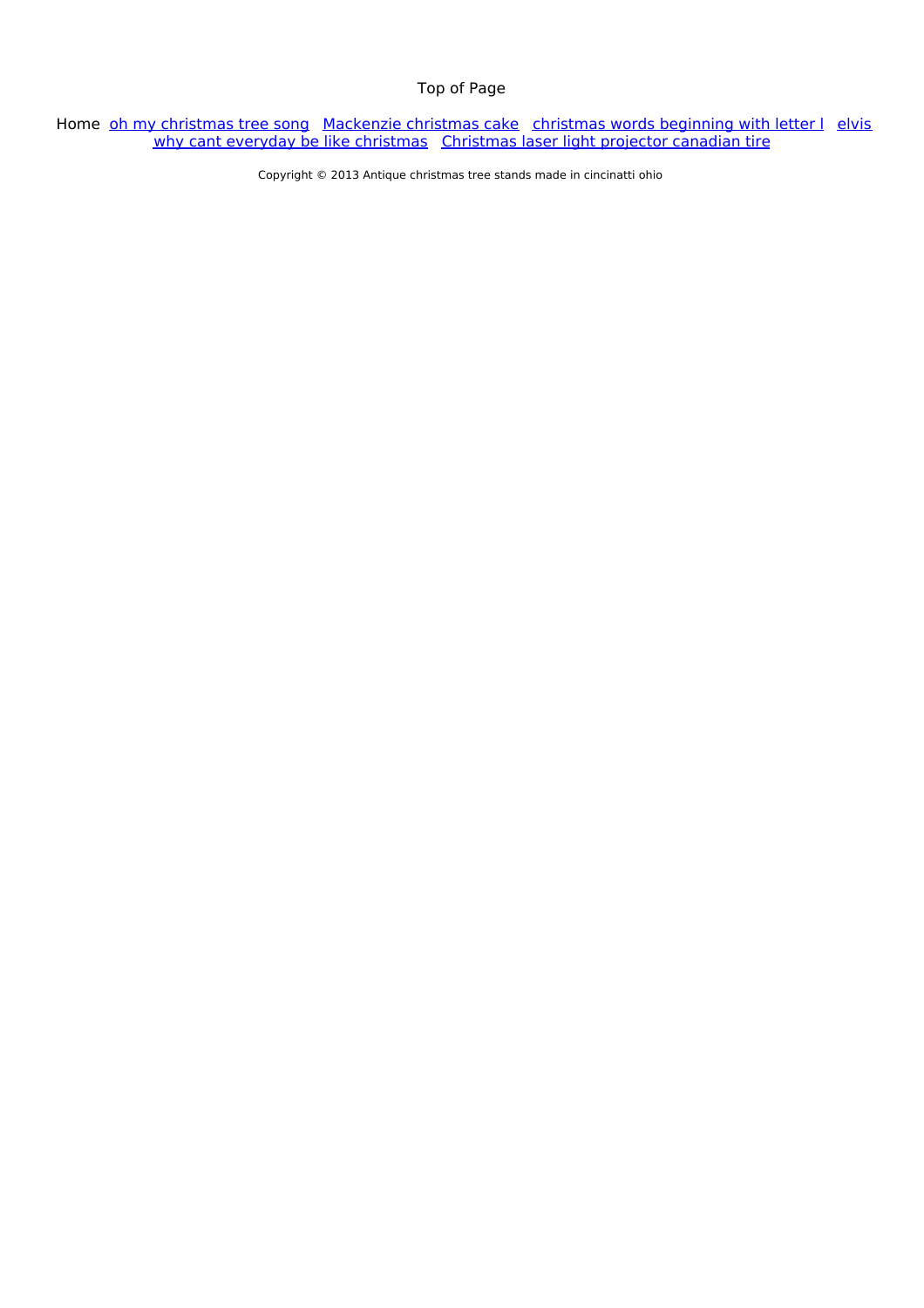Top of Page

Home oh my christmas tree song Mackenzie christmas cake christmas words beginning with letter l elvis why cant everyday be like christmas Christmas laser light projector canadian tire

Copyright © 2013 Antique christmas tree stands made in cincinatti ohio